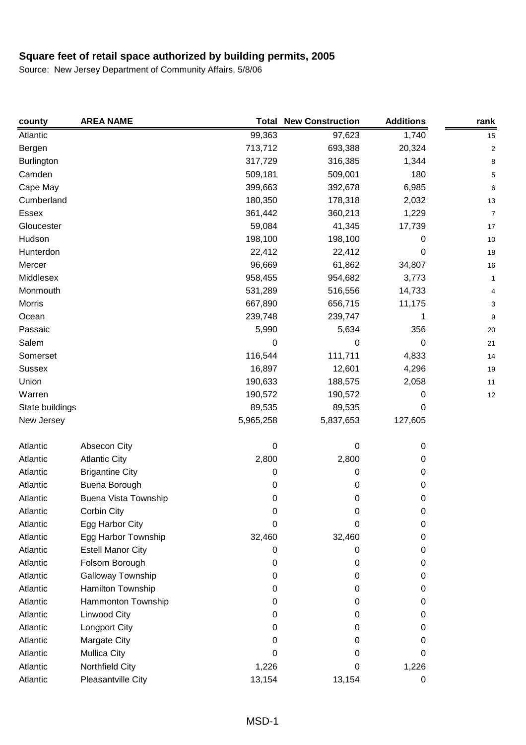**Square feet of retail space authorized by building permits, 2005**

Source: New Jersey Department of Community Affairs, 5/8/06

| county | AREA NAME | Total | New Construction | Additions | rank |
|---|---|---|---|---|---|
| Atlantic | | 99,363 | 97,623 | 1,740 | 15 |
| Bergen | | 713,712 | 693,388 | 20,324 | 2 |
| Burlington | | 317,729 | 316,385 | 1,344 | 8 |
| Camden | | 509,181 | 509,001 | 180 | 5 |
| Cape May | | 399,663 | 392,678 | 6,985 | 6 |
| Cumberland | | 180,350 | 178,318 | 2,032 | 13 |
| Essex | | 361,442 | 360,213 | 1,229 | 7 |
| Gloucester | | 59,084 | 41,345 | 17,739 | 17 |
| Hudson | | 198,100 | 198,100 | 0 | 10 |
| Hunterdon | | 22,412 | 22,412 | 0 | 18 |
| Mercer | | 96,669 | 61,862 | 34,807 | 16 |
| Middlesex | | 958,455 | 954,682 | 3,773 | 1 |
| Monmouth | | 531,289 | 516,556 | 14,733 | 4 |
| Morris | | 667,890 | 656,715 | 11,175 | 3 |
| Ocean | | 239,748 | 239,747 | 1 | 9 |
| Passaic | | 5,990 | 5,634 | 356 | 20 |
| Salem | | 0 | 0 | 0 | 21 |
| Somerset | | 116,544 | 111,711 | 4,833 | 14 |
| Sussex | | 16,897 | 12,601 | 4,296 | 19 |
| Union | | 190,633 | 188,575 | 2,058 | 11 |
| Warren | | 190,572 | 190,572 | 0 | 12 |
| State buildings | | 89,535 | 89,535 | 0 | |
| New Jersey | | 5,965,258 | 5,837,653 | 127,605 | |
| | | | | | |
| Atlantic | Absecon City | 0 | 0 | 0 | |
| Atlantic | Atlantic City | 2,800 | 2,800 | 0 | |
| Atlantic | Brigantine City | 0 | 0 | 0 | |
| Atlantic | Buena Borough | 0 | 0 | 0 | |
| Atlantic | Buena Vista Township | 0 | 0 | 0 | |
| Atlantic | Corbin City | 0 | 0 | 0 | |
| Atlantic | Egg Harbor City | 0 | 0 | 0 | |
| Atlantic | Egg Harbor Township | 32,460 | 32,460 | 0 | |
| Atlantic | Estell Manor City | 0 | 0 | 0 | |
| Atlantic | Folsom Borough | 0 | 0 | 0 | |
| Atlantic | Galloway Township | 0 | 0 | 0 | |
| Atlantic | Hamilton Township | 0 | 0 | 0 | |
| Atlantic | Hammonton Township | 0 | 0 | 0 | |
| Atlantic | Linwood City | 0 | 0 | 0 | |
| Atlantic | Longport City | 0 | 0 | 0 | |
| Atlantic | Margate City | 0 | 0 | 0 | |
| Atlantic | Mullica City | 0 | 0 | 0 | |
| Atlantic | Northfield City | 1,226 | 0 | 1,226 | |
| Atlantic | Pleasantville City | 13,154 | 13,154 | 0 | |

MSD-1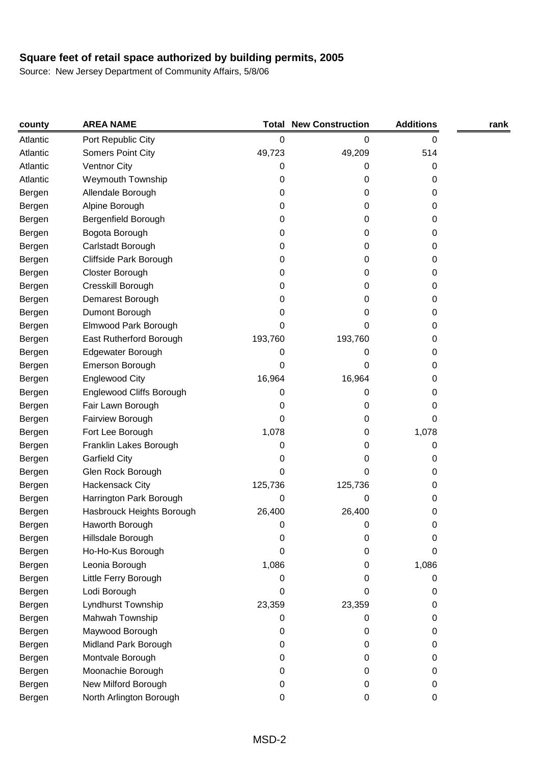## Square feet of retail space authorized by building permits, 2005

Source: New Jersey Department of Community Affairs, 5/8/06

| county | AREA NAME | Total | New Construction | Additions | rank |
|---|---|---|---|---|---|
| Atlantic | Port Republic City | 0 | 0 | 0 | |
| Atlantic | Somers Point City | 49,723 | 49,209 | 514 | |
| Atlantic | Ventnor City | 0 | 0 | 0 | |
| Atlantic | Weymouth Township | 0 | 0 | 0 | |
| Bergen | Allendale Borough | 0 | 0 | 0 | |
| Bergen | Alpine Borough | 0 | 0 | 0 | |
| Bergen | Bergenfield Borough | 0 | 0 | 0 | |
| Bergen | Bogota Borough | 0 | 0 | 0 | |
| Bergen | Carlstadt Borough | 0 | 0 | 0 | |
| Bergen | Cliffside Park Borough | 0 | 0 | 0 | |
| Bergen | Closter Borough | 0 | 0 | 0 | |
| Bergen | Cresskill Borough | 0 | 0 | 0 | |
| Bergen | Demarest Borough | 0 | 0 | 0 | |
| Bergen | Dumont Borough | 0 | 0 | 0 | |
| Bergen | Elmwood Park Borough | 0 | 0 | 0 | |
| Bergen | East Rutherford Borough | 193,760 | 193,760 | 0 | |
| Bergen | Edgewater Borough | 0 | 0 | 0 | |
| Bergen | Emerson Borough | 0 | 0 | 0 | |
| Bergen | Englewood City | 16,964 | 16,964 | 0 | |
| Bergen | Englewood Cliffs Borough | 0 | 0 | 0 | |
| Bergen | Fair Lawn Borough | 0 | 0 | 0 | |
| Bergen | Fairview Borough | 0 | 0 | 0 | |
| Bergen | Fort Lee Borough | 1,078 | 0 | 1,078 | |
| Bergen | Franklin Lakes Borough | 0 | 0 | 0 | |
| Bergen | Garfield City | 0 | 0 | 0 | |
| Bergen | Glen Rock Borough | 0 | 0 | 0 | |
| Bergen | Hackensack City | 125,736 | 125,736 | 0 | |
| Bergen | Harrington Park Borough | 0 | 0 | 0 | |
| Bergen | Hasbrouck Heights Borough | 26,400 | 26,400 | 0 | |
| Bergen | Haworth Borough | 0 | 0 | 0 | |
| Bergen | Hillsdale Borough | 0 | 0 | 0 | |
| Bergen | Ho-Ho-Kus Borough | 0 | 0 | 0 | |
| Bergen | Leonia Borough | 1,086 | 0 | 1,086 | |
| Bergen | Little Ferry Borough | 0 | 0 | 0 | |
| Bergen | Lodi Borough | 0 | 0 | 0 | |
| Bergen | Lyndhurst Township | 23,359 | 23,359 | 0 | |
| Bergen | Mahwah Township | 0 | 0 | 0 | |
| Bergen | Maywood Borough | 0 | 0 | 0 | |
| Bergen | Midland Park Borough | 0 | 0 | 0 | |
| Bergen | Montvale Borough | 0 | 0 | 0 | |
| Bergen | Moonachie Borough | 0 | 0 | 0 | |
| Bergen | New Milford Borough | 0 | 0 | 0 | |
| Bergen | North Arlington Borough | 0 | 0 | 0 | |

MSD-2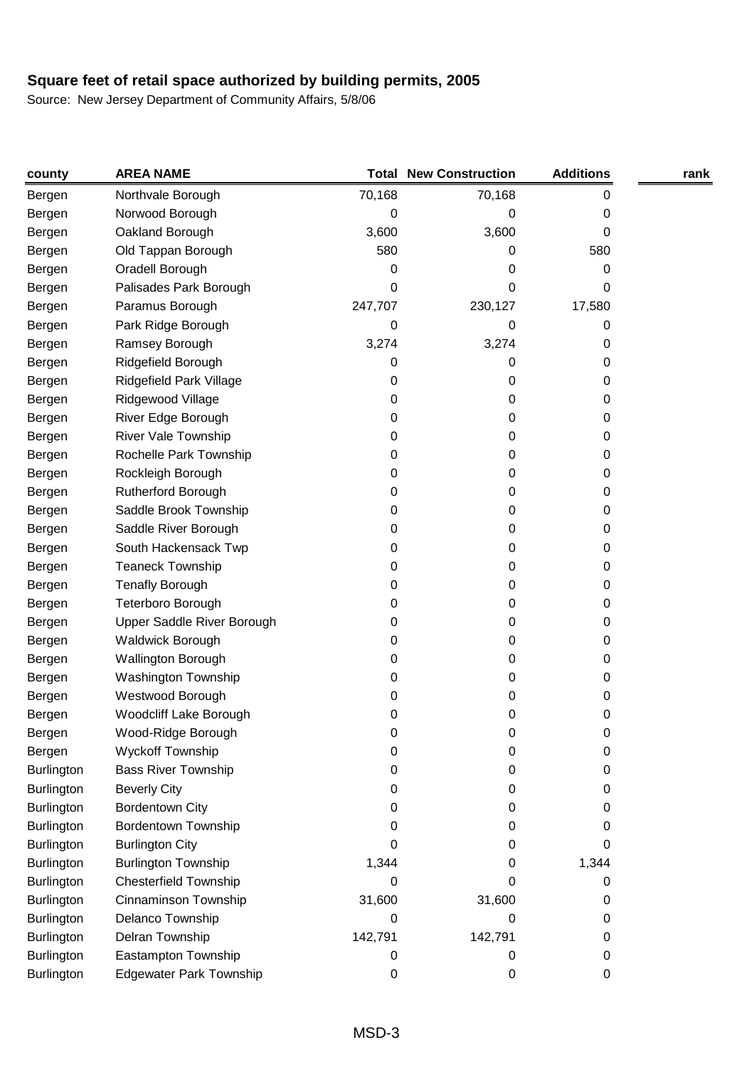**Square feet of retail space authorized by building permits, 2005**

Source: New Jersey Department of Community Affairs, 5/8/06

| county | AREA NAME | Total | New Construction | Additions | rank |
|---|---|---|---|---|---|
| Bergen | Northvale Borough | 70,168 | 70,168 | 0 | |
| Bergen | Norwood Borough | 0 | 0 | 0 | |
| Bergen | Oakland Borough | 3,600 | 3,600 | 0 | |
| Bergen | Old Tappan Borough | 580 | 0 | 580 | |
| Bergen | Oradell Borough | 0 | 0 | 0 | |
| Bergen | Palisades Park Borough | 0 | 0 | 0 | |
| Bergen | Paramus Borough | 247,707 | 230,127 | 17,580 | |
| Bergen | Park Ridge Borough | 0 | 0 | 0 | |
| Bergen | Ramsey Borough | 3,274 | 3,274 | 0 | |
| Bergen | Ridgefield Borough | 0 | 0 | 0 | |
| Bergen | Ridgefield Park Village | 0 | 0 | 0 | |
| Bergen | Ridgewood Village | 0 | 0 | 0 | |
| Bergen | River Edge Borough | 0 | 0 | 0 | |
| Bergen | River Vale Township | 0 | 0 | 0 | |
| Bergen | Rochelle Park Township | 0 | 0 | 0 | |
| Bergen | Rockleigh Borough | 0 | 0 | 0 | |
| Bergen | Rutherford Borough | 0 | 0 | 0 | |
| Bergen | Saddle Brook Township | 0 | 0 | 0 | |
| Bergen | Saddle River Borough | 0 | 0 | 0 | |
| Bergen | South Hackensack Twp | 0 | 0 | 0 | |
| Bergen | Teaneck Township | 0 | 0 | 0 | |
| Bergen | Tenafly Borough | 0 | 0 | 0 | |
| Bergen | Teterboro Borough | 0 | 0 | 0 | |
| Bergen | Upper Saddle River Borough | 0 | 0 | 0 | |
| Bergen | Waldwick Borough | 0 | 0 | 0 | |
| Bergen | Wallington Borough | 0 | 0 | 0 | |
| Bergen | Washington Township | 0 | 0 | 0 | |
| Bergen | Westwood Borough | 0 | 0 | 0 | |
| Bergen | Woodcliff Lake Borough | 0 | 0 | 0 | |
| Bergen | Wood-Ridge Borough | 0 | 0 | 0 | |
| Bergen | Wyckoff Township | 0 | 0 | 0 | |
| Burlington | Bass River Township | 0 | 0 | 0 | |
| Burlington | Beverly City | 0 | 0 | 0 | |
| Burlington | Bordentown City | 0 | 0 | 0 | |
| Burlington | Bordentown Township | 0 | 0 | 0 | |
| Burlington | Burlington City | 0 | 0 | 0 | |
| Burlington | Burlington Township | 1,344 | 0 | 1,344 | |
| Burlington | Chesterfield Township | 0 | 0 | 0 | |
| Burlington | Cinnaminson Township | 31,600 | 31,600 | 0 | |
| Burlington | Delanco Township | 0 | 0 | 0 | |
| Burlington | Delran Township | 142,791 | 142,791 | 0 | |
| Burlington | Eastampton Township | 0 | 0 | 0 | |
| Burlington | Edgewater Park Township | 0 | 0 | 0 | |

MSD-3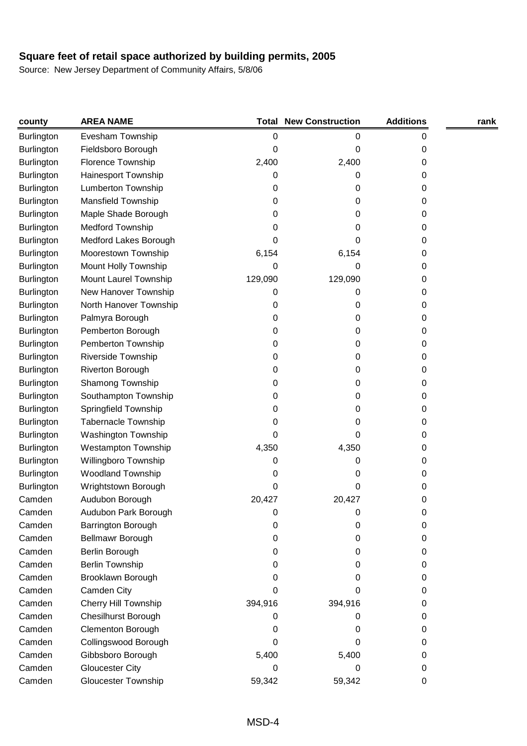**Square feet of retail space authorized by building permits, 2005**

Source: New Jersey Department of Community Affairs, 5/8/06

| county | AREA NAME | Total | New Construction | Additions | rank |
|---|---|---|---|---|---|
| Burlington | Evesham Township | 0 | 0 | 0 | |
| Burlington | Fieldsboro Borough | 0 | 0 | 0 | |
| Burlington | Florence Township | 2,400 | 2,400 | 0 | |
| Burlington | Hainesport Township | 0 | 0 | 0 | |
| Burlington | Lumberton Township | 0 | 0 | 0 | |
| Burlington | Mansfield Township | 0 | 0 | 0 | |
| Burlington | Maple Shade Borough | 0 | 0 | 0 | |
| Burlington | Medford Township | 0 | 0 | 0 | |
| Burlington | Medford Lakes Borough | 0 | 0 | 0 | |
| Burlington | Moorestown Township | 6,154 | 6,154 | 0 | |
| Burlington | Mount Holly Township | 0 | 0 | 0 | |
| Burlington | Mount Laurel Township | 129,090 | 129,090 | 0 | |
| Burlington | New Hanover Township | 0 | 0 | 0 | |
| Burlington | North Hanover Township | 0 | 0 | 0 | |
| Burlington | Palmyra Borough | 0 | 0 | 0 | |
| Burlington | Pemberton Borough | 0 | 0 | 0 | |
| Burlington | Pemberton Township | 0 | 0 | 0 | |
| Burlington | Riverside Township | 0 | 0 | 0 | |
| Burlington | Riverton Borough | 0 | 0 | 0 | |
| Burlington | Shamong Township | 0 | 0 | 0 | |
| Burlington | Southampton Township | 0 | 0 | 0 | |
| Burlington | Springfield Township | 0 | 0 | 0 | |
| Burlington | Tabernacle Township | 0 | 0 | 0 | |
| Burlington | Washington Township | 0 | 0 | 0 | |
| Burlington | Westampton Township | 4,350 | 4,350 | 0 | |
| Burlington | Willingboro Township | 0 | 0 | 0 | |
| Burlington | Woodland Township | 0 | 0 | 0 | |
| Burlington | Wrightstown Borough | 0 | 0 | 0 | |
| Camden | Audubon Borough | 20,427 | 20,427 | 0 | |
| Camden | Audubon Park Borough | 0 | 0 | 0 | |
| Camden | Barrington Borough | 0 | 0 | 0 | |
| Camden | Bellmawr Borough | 0 | 0 | 0 | |
| Camden | Berlin Borough | 0 | 0 | 0 | |
| Camden | Berlin Township | 0 | 0 | 0 | |
| Camden | Brooklawn Borough | 0 | 0 | 0 | |
| Camden | Camden City | 0 | 0 | 0 | |
| Camden | Cherry Hill Township | 394,916 | 394,916 | 0 | |
| Camden | Chesilhurst Borough | 0 | 0 | 0 | |
| Camden | Clementon Borough | 0 | 0 | 0 | |
| Camden | Collingswood Borough | 0 | 0 | 0 | |
| Camden | Gibbsboro Borough | 5,400 | 5,400 | 0 | |
| Camden | Gloucester City | 0 | 0 | 0 | |
| Camden | Gloucester Township | 59,342 | 59,342 | 0 | |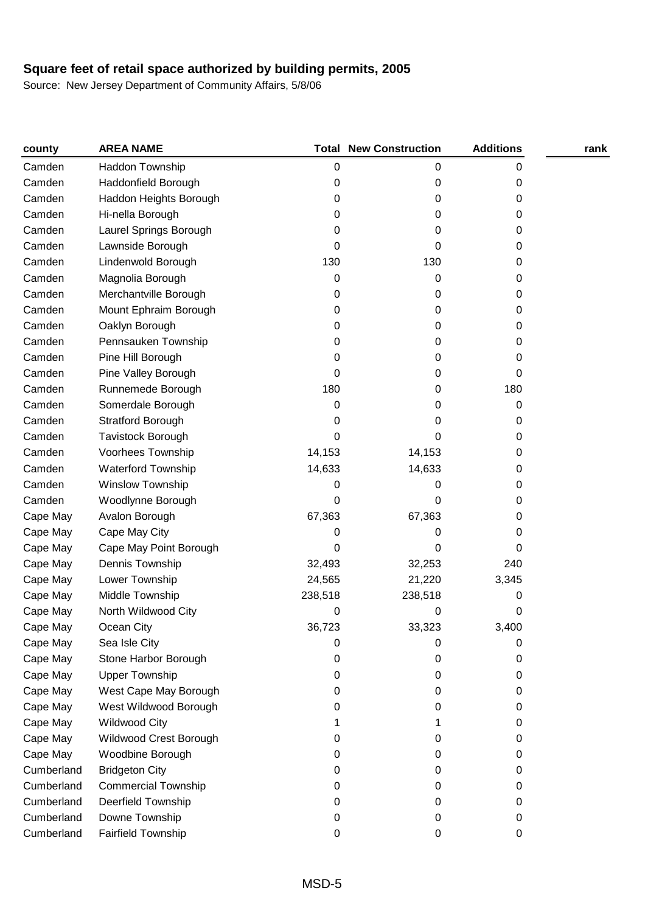# Square feet of retail space authorized by building permits, 2005

Source: New Jersey Department of Community Affairs, 5/8/06

| county | AREA NAME | Total | New Construction | Additions | rank |
|---|---|---|---|---|---|
| Camden | Haddon Township | 0 | 0 | 0 | |
| Camden | Haddonfield Borough | 0 | 0 | 0 | |
| Camden | Haddon Heights Borough | 0 | 0 | 0 | |
| Camden | Hi-nella Borough | 0 | 0 | 0 | |
| Camden | Laurel Springs Borough | 0 | 0 | 0 | |
| Camden | Lawnside Borough | 0 | 0 | 0 | |
| Camden | Lindenwold Borough | 130 | 130 | 0 | |
| Camden | Magnolia Borough | 0 | 0 | 0 | |
| Camden | Merchantville Borough | 0 | 0 | 0 | |
| Camden | Mount Ephraim Borough | 0 | 0 | 0 | |
| Camden | Oaklyn Borough | 0 | 0 | 0 | |
| Camden | Pennsauken Township | 0 | 0 | 0 | |
| Camden | Pine Hill Borough | 0 | 0 | 0 | |
| Camden | Pine Valley Borough | 0 | 0 | 0 | |
| Camden | Runnemede Borough | 180 | 0 | 180 | |
| Camden | Somerdale Borough | 0 | 0 | 0 | |
| Camden | Stratford Borough | 0 | 0 | 0 | |
| Camden | Tavistock Borough | 0 | 0 | 0 | |
| Camden | Voorhees Township | 14,153 | 14,153 | 0 | |
| Camden | Waterford Township | 14,633 | 14,633 | 0 | |
| Camden | Winslow Township | 0 | 0 | 0 | |
| Camden | Woodlynne Borough | 0 | 0 | 0 | |
| Cape May | Avalon Borough | 67,363 | 67,363 | 0 | |
| Cape May | Cape May City | 0 | 0 | 0 | |
| Cape May | Cape May Point Borough | 0 | 0 | 0 | |
| Cape May | Dennis Township | 32,493 | 32,253 | 240 | |
| Cape May | Lower Township | 24,565 | 21,220 | 3,345 | |
| Cape May | Middle Township | 238,518 | 238,518 | 0 | |
| Cape May | North Wildwood City | 0 | 0 | 0 | |
| Cape May | Ocean City | 36,723 | 33,323 | 3,400 | |
| Cape May | Sea Isle City | 0 | 0 | 0 | |
| Cape May | Stone Harbor Borough | 0 | 0 | 0 | |
| Cape May | Upper Township | 0 | 0 | 0 | |
| Cape May | West Cape May Borough | 0 | 0 | 0 | |
| Cape May | West Wildwood Borough | 0 | 0 | 0 | |
| Cape May | Wildwood City | 1 | 1 | 0 | |
| Cape May | Wildwood Crest Borough | 0 | 0 | 0 | |
| Cape May | Woodbine Borough | 0 | 0 | 0 | |
| Cumberland | Bridgeton City | 0 | 0 | 0 | |
| Cumberland | Commercial Township | 0 | 0 | 0 | |
| Cumberland | Deerfield Township | 0 | 0 | 0 | |
| Cumberland | Downe Township | 0 | 0 | 0 | |
| Cumberland | Fairfield Township | 0 | 0 | 0 | |

MSD-5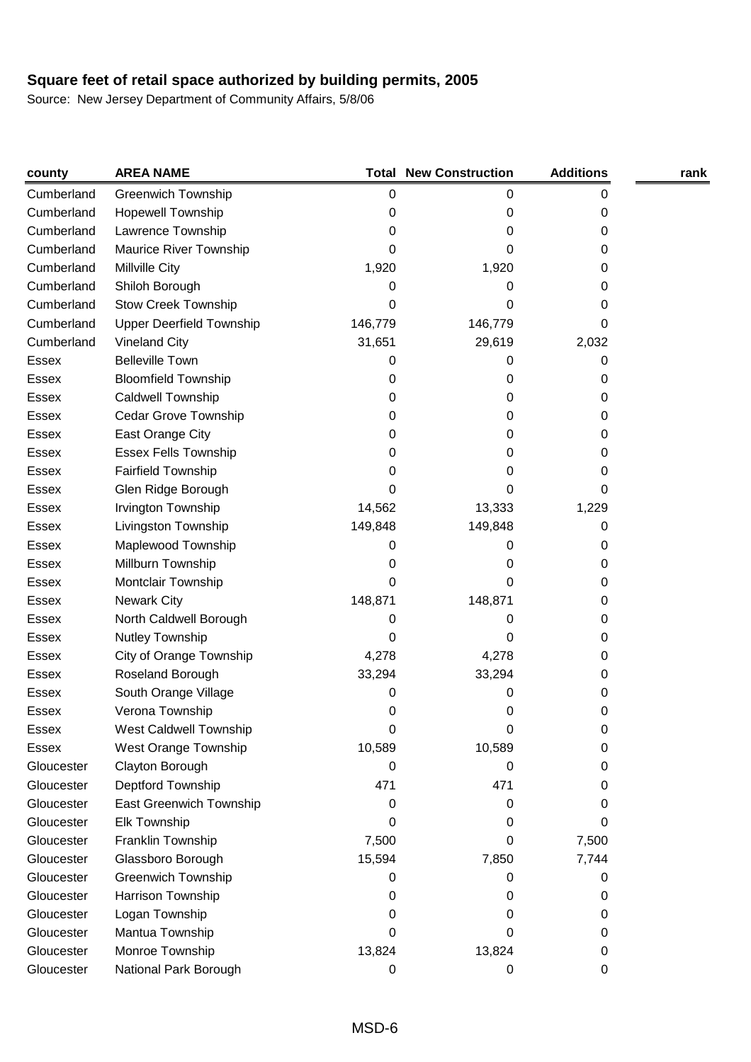**Square feet of retail space authorized by building permits, 2005**

Source: New Jersey Department of Community Affairs, 5/8/06

| county | AREA NAME | Total | New Construction | Additions | rank |
|---|---|---|---|---|---|
| Cumberland | Greenwich Township | 0 | 0 | 0 | |
| Cumberland | Hopewell Township | 0 | 0 | 0 | |
| Cumberland | Lawrence Township | 0 | 0 | 0 | |
| Cumberland | Maurice River Township | 0 | 0 | 0 | |
| Cumberland | Millville City | 1,920 | 1,920 | 0 | |
| Cumberland | Shiloh Borough | 0 | 0 | 0 | |
| Cumberland | Stow Creek Township | 0 | 0 | 0 | |
| Cumberland | Upper Deerfield Township | 146,779 | 146,779 | 0 | |
| Cumberland | Vineland City | 31,651 | 29,619 | 2,032 | |
| Essex | Belleville Town | 0 | 0 | 0 | |
| Essex | Bloomfield Township | 0 | 0 | 0 | |
| Essex | Caldwell Township | 0 | 0 | 0 | |
| Essex | Cedar Grove Township | 0 | 0 | 0 | |
| Essex | East Orange City | 0 | 0 | 0 | |
| Essex | Essex Fells Township | 0 | 0 | 0 | |
| Essex | Fairfield Township | 0 | 0 | 0 | |
| Essex | Glen Ridge Borough | 0 | 0 | 0 | |
| Essex | Irvington Township | 14,562 | 13,333 | 1,229 | |
| Essex | Livingston Township | 149,848 | 149,848 | 0 | |
| Essex | Maplewood Township | 0 | 0 | 0 | |
| Essex | Millburn Township | 0 | 0 | 0 | |
| Essex | Montclair Township | 0 | 0 | 0 | |
| Essex | Newark City | 148,871 | 148,871 | 0 | |
| Essex | North Caldwell Borough | 0 | 0 | 0 | |
| Essex | Nutley Township | 0 | 0 | 0 | |
| Essex | City of Orange Township | 4,278 | 4,278 | 0 | |
| Essex | Roseland Borough | 33,294 | 33,294 | 0 | |
| Essex | South Orange Village | 0 | 0 | 0 | |
| Essex | Verona Township | 0 | 0 | 0 | |
| Essex | West Caldwell Township | 0 | 0 | 0 | |
| Essex | West Orange Township | 10,589 | 10,589 | 0 | |
| Gloucester | Clayton Borough | 0 | 0 | 0 | |
| Gloucester | Deptford Township | 471 | 471 | 0 | |
| Gloucester | East Greenwich Township | 0 | 0 | 0 | |
| Gloucester | Elk Township | 0 | 0 | 0 | |
| Gloucester | Franklin Township | 7,500 | 0 | 7,500 | |
| Gloucester | Glassboro Borough | 15,594 | 7,850 | 7,744 | |
| Gloucester | Greenwich Township | 0 | 0 | 0 | |
| Gloucester | Harrison Township | 0 | 0 | 0 | |
| Gloucester | Logan Township | 0 | 0 | 0 | |
| Gloucester | Mantua Township | 0 | 0 | 0 | |
| Gloucester | Monroe Township | 13,824 | 13,824 | 0 | |
| Gloucester | National Park Borough | 0 | 0 | 0 | |

MSD-6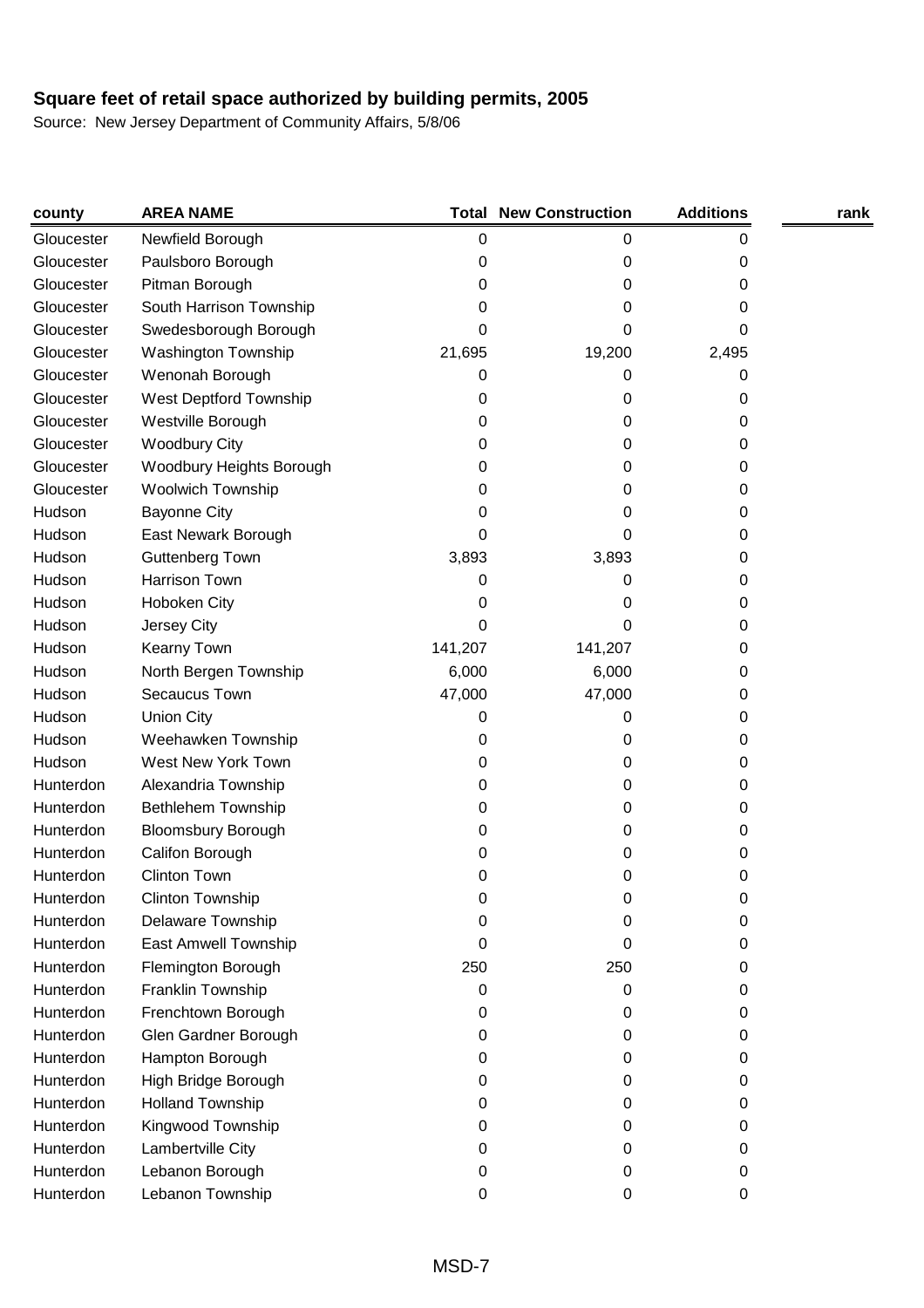**Square feet of retail space authorized by building permits, 2005**

Source: New Jersey Department of Community Affairs, 5/8/06

| county | AREA NAME | Total | New Construction | Additions | rank |
|---|---|---|---|---|---|
| Gloucester | Newfield Borough | 0 | 0 | 0 | |
| Gloucester | Paulsboro Borough | 0 | 0 | 0 | |
| Gloucester | Pitman Borough | 0 | 0 | 0 | |
| Gloucester | South Harrison Township | 0 | 0 | 0 | |
| Gloucester | Swedesborough Borough | 0 | 0 | 0 | |
| Gloucester | Washington Township | 21,695 | 19,200 | 2,495 | |
| Gloucester | Wenonah Borough | 0 | 0 | 0 | |
| Gloucester | West Deptford Township | 0 | 0 | 0 | |
| Gloucester | Westville Borough | 0 | 0 | 0 | |
| Gloucester | Woodbury City | 0 | 0 | 0 | |
| Gloucester | Woodbury Heights Borough | 0 | 0 | 0 | |
| Gloucester | Woolwich Township | 0 | 0 | 0 | |
| Hudson | Bayonne City | 0 | 0 | 0 | |
| Hudson | East Newark Borough | 0 | 0 | 0 | |
| Hudson | Guttenberg Town | 3,893 | 3,893 | 0 | |
| Hudson | Harrison Town | 0 | 0 | 0 | |
| Hudson | Hoboken City | 0 | 0 | 0 | |
| Hudson | Jersey City | 0 | 0 | 0 | |
| Hudson | Kearny Town | 141,207 | 141,207 | 0 | |
| Hudson | North Bergen Township | 6,000 | 6,000 | 0 | |
| Hudson | Secaucus Town | 47,000 | 47,000 | 0 | |
| Hudson | Union City | 0 | 0 | 0 | |
| Hudson | Weehawken Township | 0 | 0 | 0 | |
| Hudson | West New York Town | 0 | 0 | 0 | |
| Hunterdon | Alexandria Township | 0 | 0 | 0 | |
| Hunterdon | Bethlehem Township | 0 | 0 | 0 | |
| Hunterdon | Bloomsbury Borough | 0 | 0 | 0 | |
| Hunterdon | Califon Borough | 0 | 0 | 0 | |
| Hunterdon | Clinton Town | 0 | 0 | 0 | |
| Hunterdon | Clinton Township | 0 | 0 | 0 | |
| Hunterdon | Delaware Township | 0 | 0 | 0 | |
| Hunterdon | East Amwell Township | 0 | 0 | 0 | |
| Hunterdon | Flemington Borough | 250 | 250 | 0 | |
| Hunterdon | Franklin Township | 0 | 0 | 0 | |
| Hunterdon | Frenchtown Borough | 0 | 0 | 0 | |
| Hunterdon | Glen Gardner Borough | 0 | 0 | 0 | |
| Hunterdon | Hampton Borough | 0 | 0 | 0 | |
| Hunterdon | High Bridge Borough | 0 | 0 | 0 | |
| Hunterdon | Holland Township | 0 | 0 | 0 | |
| Hunterdon | Kingwood Township | 0 | 0 | 0 | |
| Hunterdon | Lambertville City | 0 | 0 | 0 | |
| Hunterdon | Lebanon Borough | 0 | 0 | 0 | |
| Hunterdon | Lebanon Township | 0 | 0 | 0 | |

MSD-7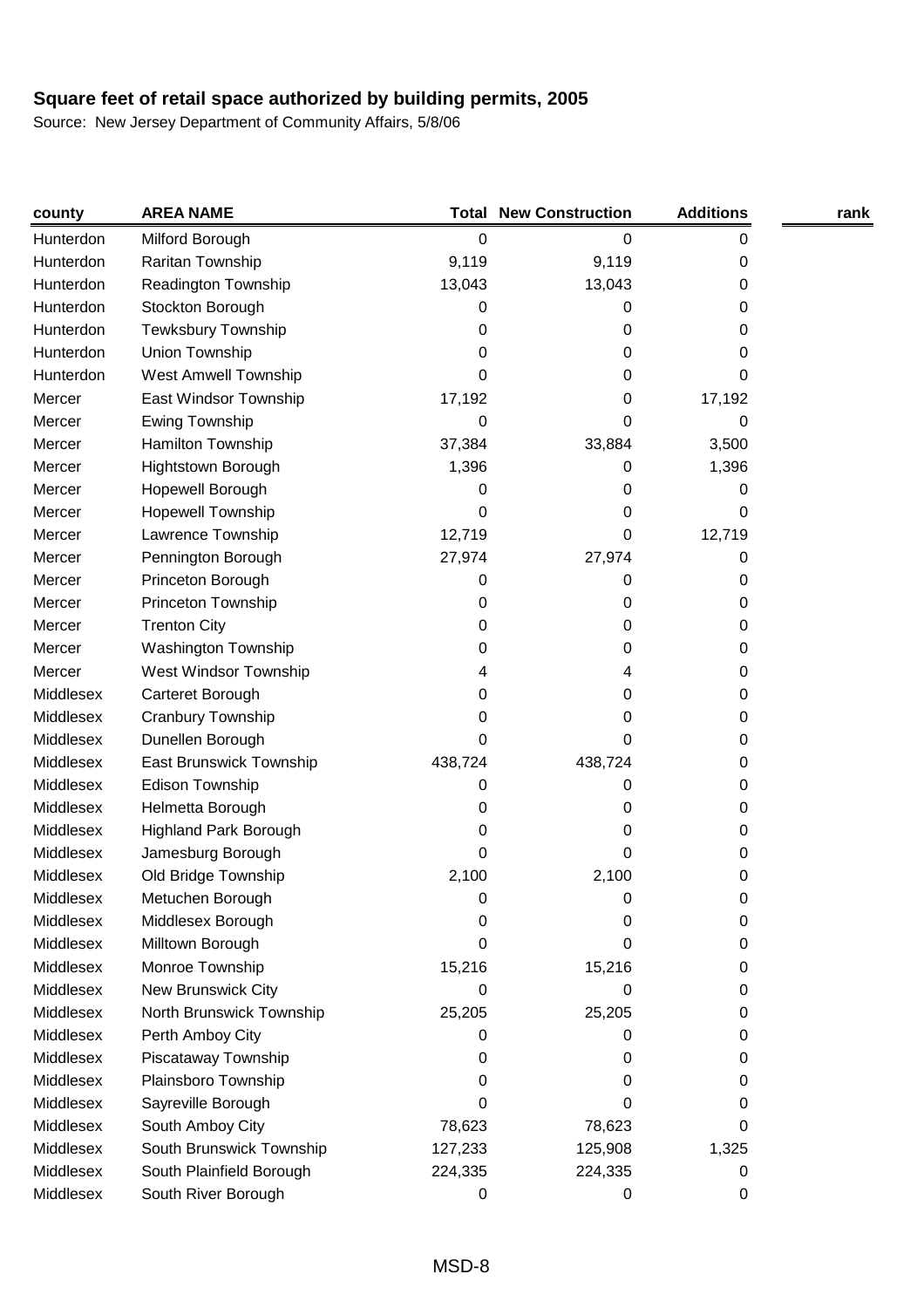# Square feet of retail space authorized by building permits, 2005

Source: New Jersey Department of Community Affairs, 5/8/06

| county | AREA NAME | Total | New Construction | Additions | rank |
|---|---|---|---|---|---|
| Hunterdon | Milford Borough | 0 | 0 | 0 | |
| Hunterdon | Raritan Township | 9,119 | 9,119 | 0 | |
| Hunterdon | Readington Township | 13,043 | 13,043 | 0 | |
| Hunterdon | Stockton Borough | 0 | 0 | 0 | |
| Hunterdon | Tewksbury Township | 0 | 0 | 0 | |
| Hunterdon | Union Township | 0 | 0 | 0 | |
| Hunterdon | West Amwell Township | 0 | 0 | 0 | |
| Mercer | East Windsor Township | 17,192 | 0 | 17,192 | |
| Mercer | Ewing Township | 0 | 0 | 0 | |
| Mercer | Hamilton Township | 37,384 | 33,884 | 3,500 | |
| Mercer | Hightstown Borough | 1,396 | 0 | 1,396 | |
| Mercer | Hopewell Borough | 0 | 0 | 0 | |
| Mercer | Hopewell Township | 0 | 0 | 0 | |
| Mercer | Lawrence Township | 12,719 | 0 | 12,719 | |
| Mercer | Pennington Borough | 27,974 | 27,974 | 0 | |
| Mercer | Princeton Borough | 0 | 0 | 0 | |
| Mercer | Princeton Township | 0 | 0 | 0 | |
| Mercer | Trenton City | 0 | 0 | 0 | |
| Mercer | Washington Township | 0 | 0 | 0 | |
| Mercer | West Windsor Township | 4 | 4 | 0 | |
| Middlesex | Carteret Borough | 0 | 0 | 0 | |
| Middlesex | Cranbury Township | 0 | 0 | 0 | |
| Middlesex | Dunellen Borough | 0 | 0 | 0 | |
| Middlesex | East Brunswick Township | 438,724 | 438,724 | 0 | |
| Middlesex | Edison Township | 0 | 0 | 0 | |
| Middlesex | Helmetta Borough | 0 | 0 | 0 | |
| Middlesex | Highland Park Borough | 0 | 0 | 0 | |
| Middlesex | Jamesburg Borough | 0 | 0 | 0 | |
| Middlesex | Old Bridge Township | 2,100 | 2,100 | 0 | |
| Middlesex | Metuchen Borough | 0 | 0 | 0 | |
| Middlesex | Middlesex Borough | 0 | 0 | 0 | |
| Middlesex | Milltown Borough | 0 | 0 | 0 | |
| Middlesex | Monroe Township | 15,216 | 15,216 | 0 | |
| Middlesex | New Brunswick City | 0 | 0 | 0 | |
| Middlesex | North Brunswick Township | 25,205 | 25,205 | 0 | |
| Middlesex | Perth Amboy City | 0 | 0 | 0 | |
| Middlesex | Piscataway Township | 0 | 0 | 0 | |
| Middlesex | Plainsboro Township | 0 | 0 | 0 | |
| Middlesex | Sayreville Borough | 0 | 0 | 0 | |
| Middlesex | South Amboy City | 78,623 | 78,623 | 0 | |
| Middlesex | South Brunswick Township | 127,233 | 125,908 | 1,325 | |
| Middlesex | South Plainfield Borough | 224,335 | 224,335 | 0 | |
| Middlesex | South River Borough | 0 | 0 | 0 | |

MSD-8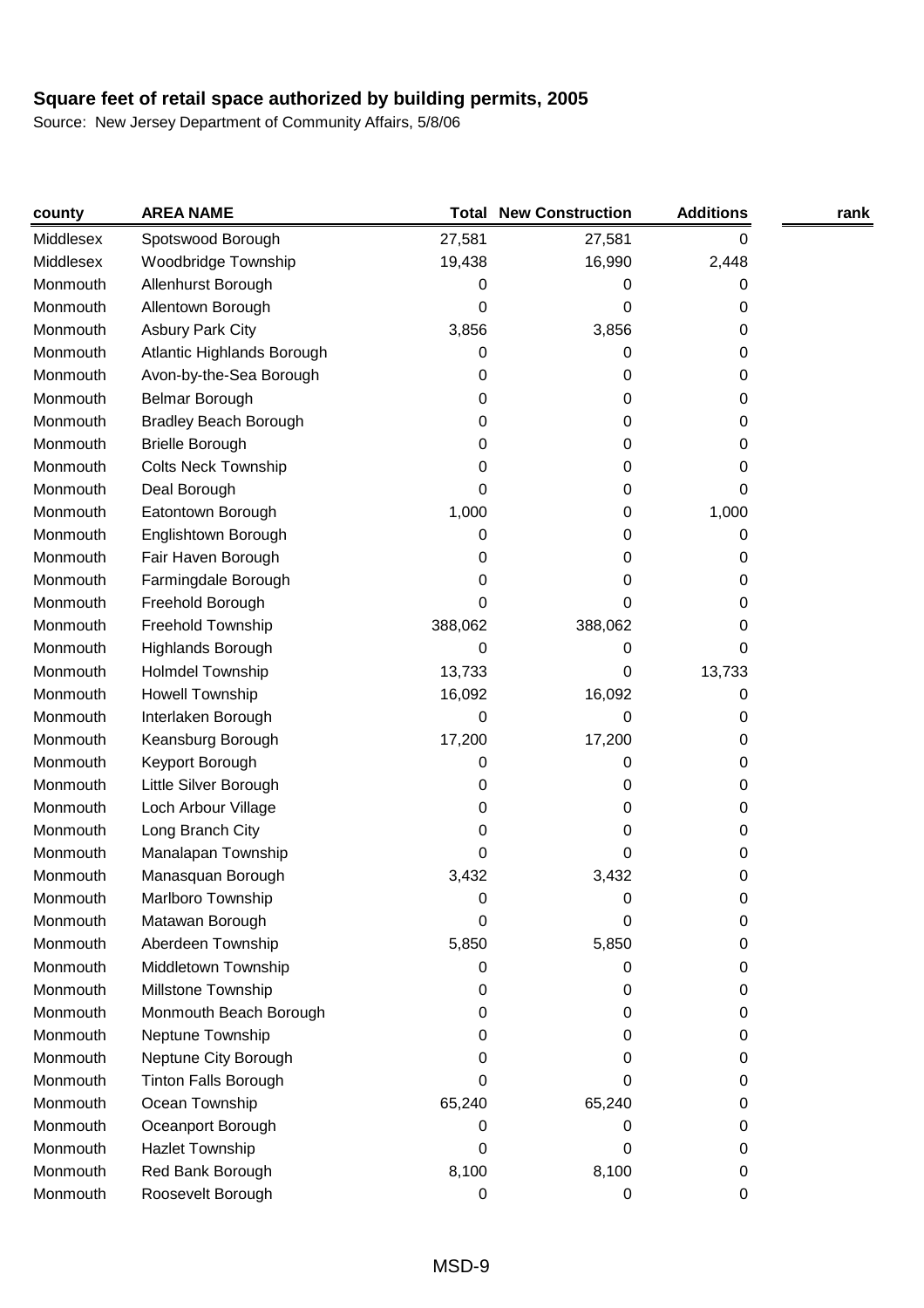**Square feet of retail space authorized by building permits, 2005**

Source: New Jersey Department of Community Affairs, 5/8/06

| county | AREA NAME | Total | New Construction | Additions | rank |
|---|---|---|---|---|---|
| Middlesex | Spotswood Borough | 27,581 | 27,581 | 0 | |
| Middlesex | Woodbridge Township | 19,438 | 16,990 | 2,448 | |
| Monmouth | Allenhurst Borough | 0 | 0 | 0 | |
| Monmouth | Allentown Borough | 0 | 0 | 0 | |
| Monmouth | Asbury Park City | 3,856 | 3,856 | 0 | |
| Monmouth | Atlantic Highlands Borough | 0 | 0 | 0 | |
| Monmouth | Avon-by-the-Sea Borough | 0 | 0 | 0 | |
| Monmouth | Belmar Borough | 0 | 0 | 0 | |
| Monmouth | Bradley Beach Borough | 0 | 0 | 0 | |
| Monmouth | Brielle Borough | 0 | 0 | 0 | |
| Monmouth | Colts Neck Township | 0 | 0 | 0 | |
| Monmouth | Deal Borough | 0 | 0 | 0 | |
| Monmouth | Eatontown Borough | 1,000 | 0 | 1,000 | |
| Monmouth | Englishtown Borough | 0 | 0 | 0 | |
| Monmouth | Fair Haven Borough | 0 | 0 | 0 | |
| Monmouth | Farmingdale Borough | 0 | 0 | 0 | |
| Monmouth | Freehold Borough | 0 | 0 | 0 | |
| Monmouth | Freehold Township | 388,062 | 388,062 | 0 | |
| Monmouth | Highlands Borough | 0 | 0 | 0 | |
| Monmouth | Holmdel Township | 13,733 | 0 | 13,733 | |
| Monmouth | Howell Township | 16,092 | 16,092 | 0 | |
| Monmouth | Interlaken Borough | 0 | 0 | 0 | |
| Monmouth | Keansburg Borough | 17,200 | 17,200 | 0 | |
| Monmouth | Keyport Borough | 0 | 0 | 0 | |
| Monmouth | Little Silver Borough | 0 | 0 | 0 | |
| Monmouth | Loch Arbour Village | 0 | 0 | 0 | |
| Monmouth | Long Branch City | 0 | 0 | 0 | |
| Monmouth | Manalapan Township | 0 | 0 | 0 | |
| Monmouth | Manasquan Borough | 3,432 | 3,432 | 0 | |
| Monmouth | Marlboro Township | 0 | 0 | 0 | |
| Monmouth | Matawan Borough | 0 | 0 | 0 | |
| Monmouth | Aberdeen Township | 5,850 | 5,850 | 0 | |
| Monmouth | Middletown Township | 0 | 0 | 0 | |
| Monmouth | Millstone Township | 0 | 0 | 0 | |
| Monmouth | Monmouth Beach Borough | 0 | 0 | 0 | |
| Monmouth | Neptune Township | 0 | 0 | 0 | |
| Monmouth | Neptune City Borough | 0 | 0 | 0 | |
| Monmouth | Tinton Falls Borough | 0 | 0 | 0 | |
| Monmouth | Ocean Township | 65,240 | 65,240 | 0 | |
| Monmouth | Oceanport Borough | 0 | 0 | 0 | |
| Monmouth | Hazlet Township | 0 | 0 | 0 | |
| Monmouth | Red Bank Borough | 8,100 | 8,100 | 0 | |
| Monmouth | Roosevelt Borough | 0 | 0 | 0 | |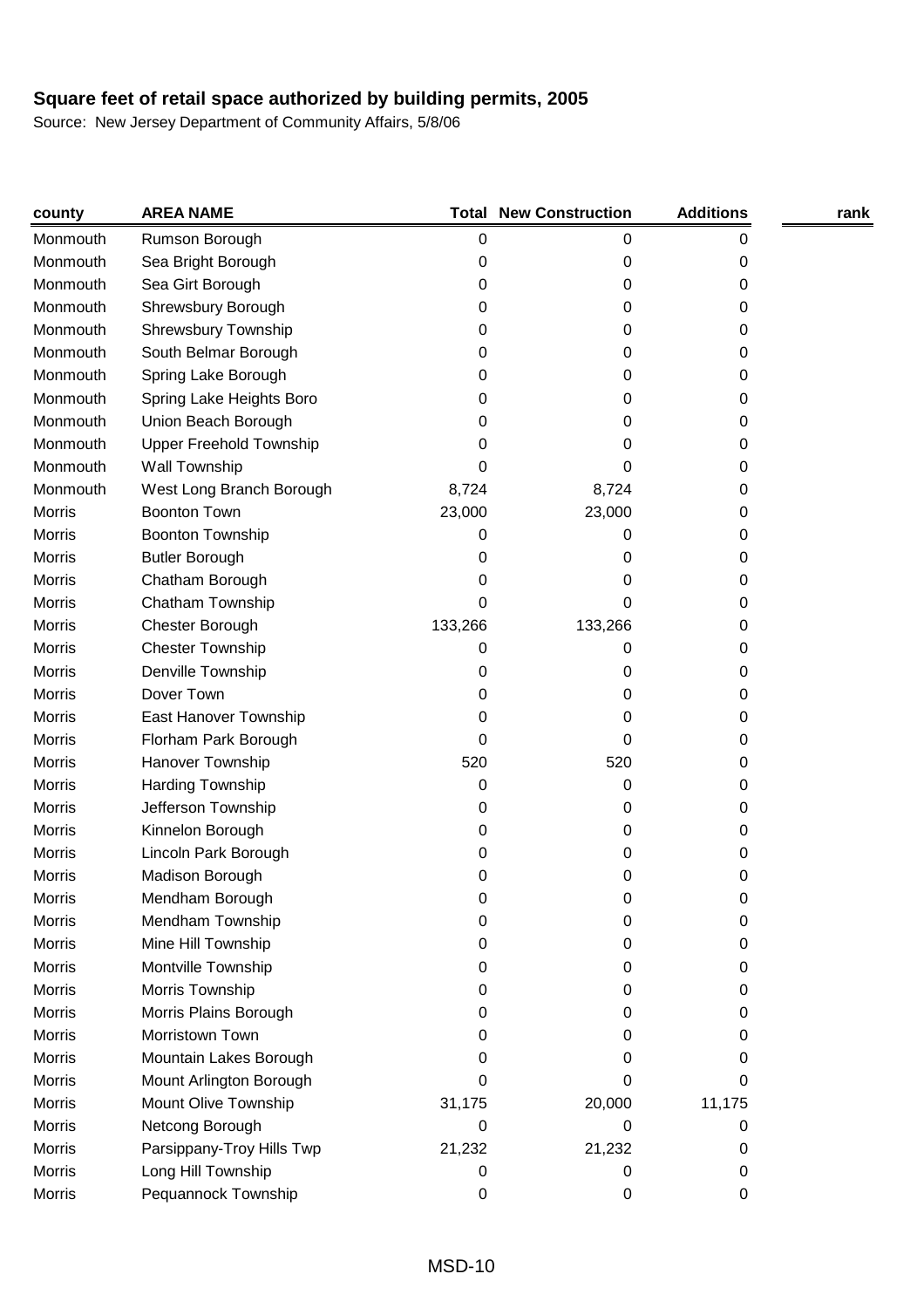**Square feet of retail space authorized by building permits, 2005**

Source: New Jersey Department of Community Affairs, 5/8/06

| county | AREA NAME | Total | New Construction | Additions | rank |
|---|---|---|---|---|---|
| Monmouth | Rumson Borough | 0 | 0 | 0 | |
| Monmouth | Sea Bright Borough | 0 | 0 | 0 | |
| Monmouth | Sea Girt Borough | 0 | 0 | 0 | |
| Monmouth | Shrewsbury Borough | 0 | 0 | 0 | |
| Monmouth | Shrewsbury Township | 0 | 0 | 0 | |
| Monmouth | South Belmar Borough | 0 | 0 | 0 | |
| Monmouth | Spring Lake Borough | 0 | 0 | 0 | |
| Monmouth | Spring Lake Heights Boro | 0 | 0 | 0 | |
| Monmouth | Union Beach Borough | 0 | 0 | 0 | |
| Monmouth | Upper Freehold Township | 0 | 0 | 0 | |
| Monmouth | Wall Township | 0 | 0 | 0 | |
| Monmouth | West Long Branch Borough | 8,724 | 8,724 | 0 | |
| Morris | Boonton Town | 23,000 | 23,000 | 0 | |
| Morris | Boonton Township | 0 | 0 | 0 | |
| Morris | Butler Borough | 0 | 0 | 0 | |
| Morris | Chatham Borough | 0 | 0 | 0 | |
| Morris | Chatham Township | 0 | 0 | 0 | |
| Morris | Chester Borough | 133,266 | 133,266 | 0 | |
| Morris | Chester Township | 0 | 0 | 0 | |
| Morris | Denville Township | 0 | 0 | 0 | |
| Morris | Dover Town | 0 | 0 | 0 | |
| Morris | East Hanover Township | 0 | 0 | 0 | |
| Morris | Florham Park Borough | 0 | 0 | 0 | |
| Morris | Hanover Township | 520 | 520 | 0 | |
| Morris | Harding Township | 0 | 0 | 0 | |
| Morris | Jefferson Township | 0 | 0 | 0 | |
| Morris | Kinnelon Borough | 0 | 0 | 0 | |
| Morris | Lincoln Park Borough | 0 | 0 | 0 | |
| Morris | Madison Borough | 0 | 0 | 0 | |
| Morris | Mendham Borough | 0 | 0 | 0 | |
| Morris | Mendham Township | 0 | 0 | 0 | |
| Morris | Mine Hill Township | 0 | 0 | 0 | |
| Morris | Montville Township | 0 | 0 | 0 | |
| Morris | Morris Township | 0 | 0 | 0 | |
| Morris | Morris Plains Borough | 0 | 0 | 0 | |
| Morris | Morristown Town | 0 | 0 | 0 | |
| Morris | Mountain Lakes Borough | 0 | 0 | 0 | |
| Morris | Mount Arlington Borough | 0 | 0 | 0 | |
| Morris | Mount Olive Township | 31,175 | 20,000 | 11,175 | |
| Morris | Netcong Borough | 0 | 0 | 0 | |
| Morris | Parsippany-Troy Hills Twp | 21,232 | 21,232 | 0 | |
| Morris | Long Hill Township | 0 | 0 | 0 | |
| Morris | Pequannock Township | 0 | 0 | 0 | |

MSD-10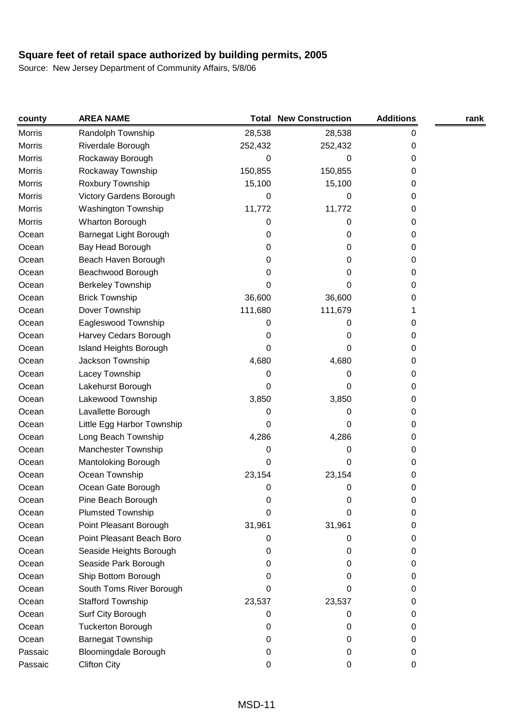# Square feet of retail space authorized by building permits, 2005

Source: New Jersey Department of Community Affairs, 5/8/06

| county | AREA NAME | Total | New Construction | Additions | rank |
|---|---|---|---|---|---|
| Morris | Randolph Township | 28,538 | 28,538 | 0 | |
| Morris | Riverdale Borough | 252,432 | 252,432 | 0 | |
| Morris | Rockaway Borough | 0 | 0 | 0 | |
| Morris | Rockaway Township | 150,855 | 150,855 | 0 | |
| Morris | Roxbury Township | 15,100 | 15,100 | 0 | |
| Morris | Victory Gardens Borough | 0 | 0 | 0 | |
| Morris | Washington Township | 11,772 | 11,772 | 0 | |
| Morris | Wharton Borough | 0 | 0 | 0 | |
| Ocean | Barnegat Light Borough | 0 | 0 | 0 | |
| Ocean | Bay Head Borough | 0 | 0 | 0 | |
| Ocean | Beach Haven Borough | 0 | 0 | 0 | |
| Ocean | Beachwood Borough | 0 | 0 | 0 | |
| Ocean | Berkeley Township | 0 | 0 | 0 | |
| Ocean | Brick Township | 36,600 | 36,600 | 0 | |
| Ocean | Dover Township | 111,680 | 111,679 | 1 | |
| Ocean | Eagleswood Township | 0 | 0 | 0 | |
| Ocean | Harvey Cedars Borough | 0 | 0 | 0 | |
| Ocean | Island Heights Borough | 0 | 0 | 0 | |
| Ocean | Jackson Township | 4,680 | 4,680 | 0 | |
| Ocean | Lacey Township | 0 | 0 | 0 | |
| Ocean | Lakehurst Borough | 0 | 0 | 0 | |
| Ocean | Lakewood Township | 3,850 | 3,850 | 0 | |
| Ocean | Lavallette Borough | 0 | 0 | 0 | |
| Ocean | Little Egg Harbor Township | 0 | 0 | 0 | |
| Ocean | Long Beach Township | 4,286 | 4,286 | 0 | |
| Ocean | Manchester Township | 0 | 0 | 0 | |
| Ocean | Mantoloking Borough | 0 | 0 | 0 | |
| Ocean | Ocean Township | 23,154 | 23,154 | 0 | |
| Ocean | Ocean Gate Borough | 0 | 0 | 0 | |
| Ocean | Pine Beach Borough | 0 | 0 | 0 | |
| Ocean | Plumsted Township | 0 | 0 | 0 | |
| Ocean | Point Pleasant Borough | 31,961 | 31,961 | 0 | |
| Ocean | Point Pleasant Beach Boro | 0 | 0 | 0 | |
| Ocean | Seaside Heights Borough | 0 | 0 | 0 | |
| Ocean | Seaside Park Borough | 0 | 0 | 0 | |
| Ocean | Ship Bottom Borough | 0 | 0 | 0 | |
| Ocean | South Toms River Borough | 0 | 0 | 0 | |
| Ocean | Stafford Township | 23,537 | 23,537 | 0 | |
| Ocean | Surf City Borough | 0 | 0 | 0 | |
| Ocean | Tuckerton Borough | 0 | 0 | 0 | |
| Ocean | Barnegat Township | 0 | 0 | 0 | |
| Passaic | Bloomingdale Borough | 0 | 0 | 0 | |
| Passaic | Clifton City | 0 | 0 | 0 | |

MSD-11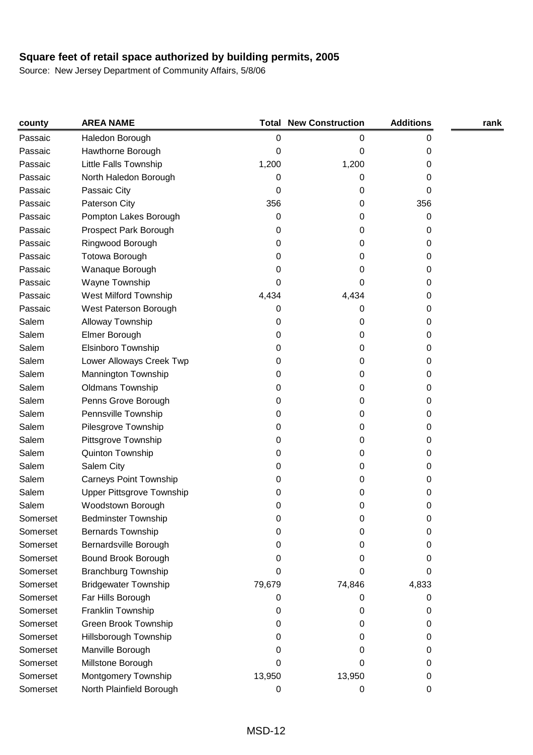**Square feet of retail space authorized by building permits, 2005**

Source: New Jersey Department of Community Affairs, 5/8/06

| county | AREA NAME | Total | New Construction | Additions | rank |
|---|---|---|---|---|---|
| Passaic | Haledon Borough | 0 | 0 | 0 | |
| Passaic | Hawthorne Borough | 0 | 0 | 0 | |
| Passaic | Little Falls Township | 1,200 | 1,200 | 0 | |
| Passaic | North Haledon Borough | 0 | 0 | 0 | |
| Passaic | Passaic City | 0 | 0 | 0 | |
| Passaic | Paterson City | 356 | 0 | 356 | |
| Passaic | Pompton Lakes Borough | 0 | 0 | 0 | |
| Passaic | Prospect Park Borough | 0 | 0 | 0 | |
| Passaic | Ringwood Borough | 0 | 0 | 0 | |
| Passaic | Totowa Borough | 0 | 0 | 0 | |
| Passaic | Wanaque Borough | 0 | 0 | 0 | |
| Passaic | Wayne Township | 0 | 0 | 0 | |
| Passaic | West Milford Township | 4,434 | 4,434 | 0 | |
| Passaic | West Paterson Borough | 0 | 0 | 0 | |
| Salem | Alloway Township | 0 | 0 | 0 | |
| Salem | Elmer Borough | 0 | 0 | 0 | |
| Salem | Elsinboro Township | 0 | 0 | 0 | |
| Salem | Lower Alloways Creek Twp | 0 | 0 | 0 | |
| Salem | Mannington Township | 0 | 0 | 0 | |
| Salem | Oldmans Township | 0 | 0 | 0 | |
| Salem | Penns Grove Borough | 0 | 0 | 0 | |
| Salem | Pennsville Township | 0 | 0 | 0 | |
| Salem | Pilesgrove Township | 0 | 0 | 0 | |
| Salem | Pittsgrove Township | 0 | 0 | 0 | |
| Salem | Quinton Township | 0 | 0 | 0 | |
| Salem | Salem City | 0 | 0 | 0 | |
| Salem | Carneys Point Township | 0 | 0 | 0 | |
| Salem | Upper Pittsgrove Township | 0 | 0 | 0 | |
| Salem | Woodstown Borough | 0 | 0 | 0 | |
| Somerset | Bedminster Township | 0 | 0 | 0 | |
| Somerset | Bernards Township | 0 | 0 | 0 | |
| Somerset | Bernardsville Borough | 0 | 0 | 0 | |
| Somerset | Bound Brook Borough | 0 | 0 | 0 | |
| Somerset | Branchburg Township | 0 | 0 | 0 | |
| Somerset | Bridgewater Township | 79,679 | 74,846 | 4,833 | |
| Somerset | Far Hills Borough | 0 | 0 | 0 | |
| Somerset | Franklin Township | 0 | 0 | 0 | |
| Somerset | Green Brook Township | 0 | 0 | 0 | |
| Somerset | Hillsborough Township | 0 | 0 | 0 | |
| Somerset | Manville Borough | 0 | 0 | 0 | |
| Somerset | Millstone Borough | 0 | 0 | 0 | |
| Somerset | Montgomery Township | 13,950 | 13,950 | 0 | |
| Somerset | North Plainfield Borough | 0 | 0 | 0 | |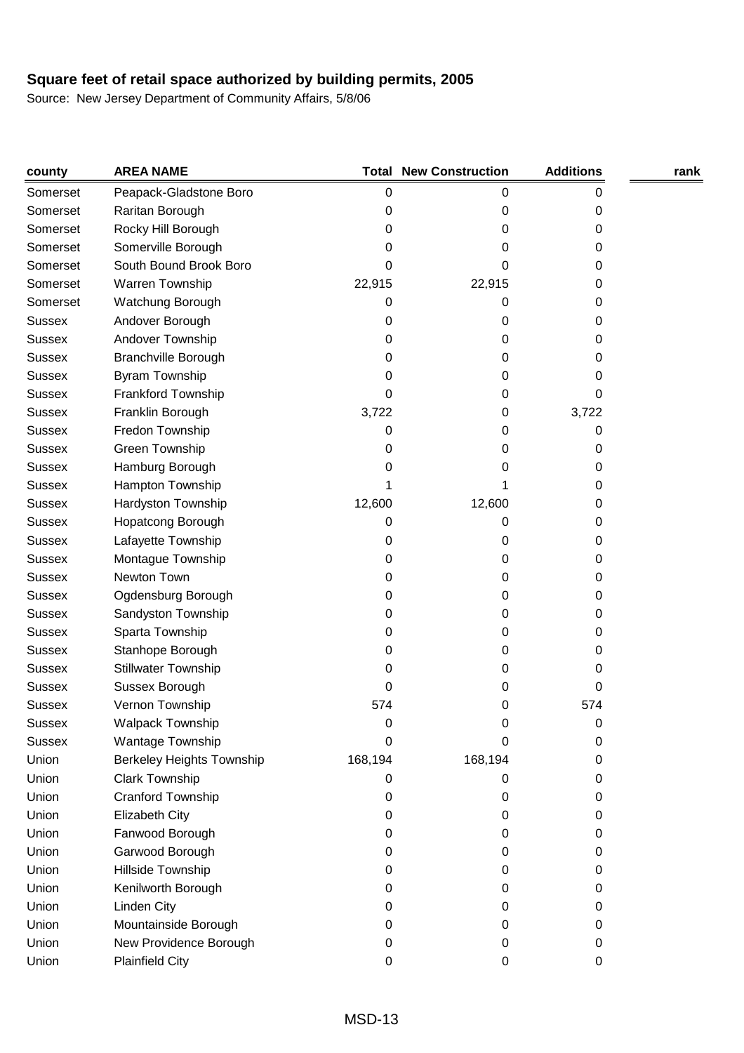**Square feet of retail space authorized by building permits, 2005**

Source: New Jersey Department of Community Affairs, 5/8/06

| county | AREA NAME | Total | New Construction | Additions | rank |
|---|---|---|---|---|---|
| Somerset | Peapack-Gladstone Boro | 0 | 0 | 0 | |
| Somerset | Raritan Borough | 0 | 0 | 0 | |
| Somerset | Rocky Hill Borough | 0 | 0 | 0 | |
| Somerset | Somerville Borough | 0 | 0 | 0 | |
| Somerset | South Bound Brook Boro | 0 | 0 | 0 | |
| Somerset | Warren Township | 22,915 | 22,915 | 0 | |
| Somerset | Watchung Borough | 0 | 0 | 0 | |
| Sussex | Andover Borough | 0 | 0 | 0 | |
| Sussex | Andover Township | 0 | 0 | 0 | |
| Sussex | Branchville Borough | 0 | 0 | 0 | |
| Sussex | Byram Township | 0 | 0 | 0 | |
| Sussex | Frankford Township | 0 | 0 | 0 | |
| Sussex | Franklin Borough | 3,722 | 0 | 3,722 | |
| Sussex | Fredon Township | 0 | 0 | 0 | |
| Sussex | Green Township | 0 | 0 | 0 | |
| Sussex | Hamburg Borough | 0 | 0 | 0 | |
| Sussex | Hampton Township | 1 | 1 | 0 | |
| Sussex | Hardyston Township | 12,600 | 12,600 | 0 | |
| Sussex | Hopatcong Borough | 0 | 0 | 0 | |
| Sussex | Lafayette Township | 0 | 0 | 0 | |
| Sussex | Montague Township | 0 | 0 | 0 | |
| Sussex | Newton Town | 0 | 0 | 0 | |
| Sussex | Ogdensburg Borough | 0 | 0 | 0 | |
| Sussex | Sandyston Township | 0 | 0 | 0 | |
| Sussex | Sparta Township | 0 | 0 | 0 | |
| Sussex | Stanhope Borough | 0 | 0 | 0 | |
| Sussex | Stillwater Township | 0 | 0 | 0 | |
| Sussex | Sussex Borough | 0 | 0 | 0 | |
| Sussex | Vernon Township | 574 | 0 | 574 | |
| Sussex | Walpack Township | 0 | 0 | 0 | |
| Sussex | Wantage Township | 0 | 0 | 0 | |
| Union | Berkeley Heights Township | 168,194 | 168,194 | 0 | |
| Union | Clark Township | 0 | 0 | 0 | |
| Union | Cranford Township | 0 | 0 | 0 | |
| Union | Elizabeth City | 0 | 0 | 0 | |
| Union | Fanwood Borough | 0 | 0 | 0 | |
| Union | Garwood Borough | 0 | 0 | 0 | |
| Union | Hillside Township | 0 | 0 | 0 | |
| Union | Kenilworth Borough | 0 | 0 | 0 | |
| Union | Linden City | 0 | 0 | 0 | |
| Union | Mountainside Borough | 0 | 0 | 0 | |
| Union | New Providence Borough | 0 | 0 | 0 | |
| Union | Plainfield City | 0 | 0 | 0 | |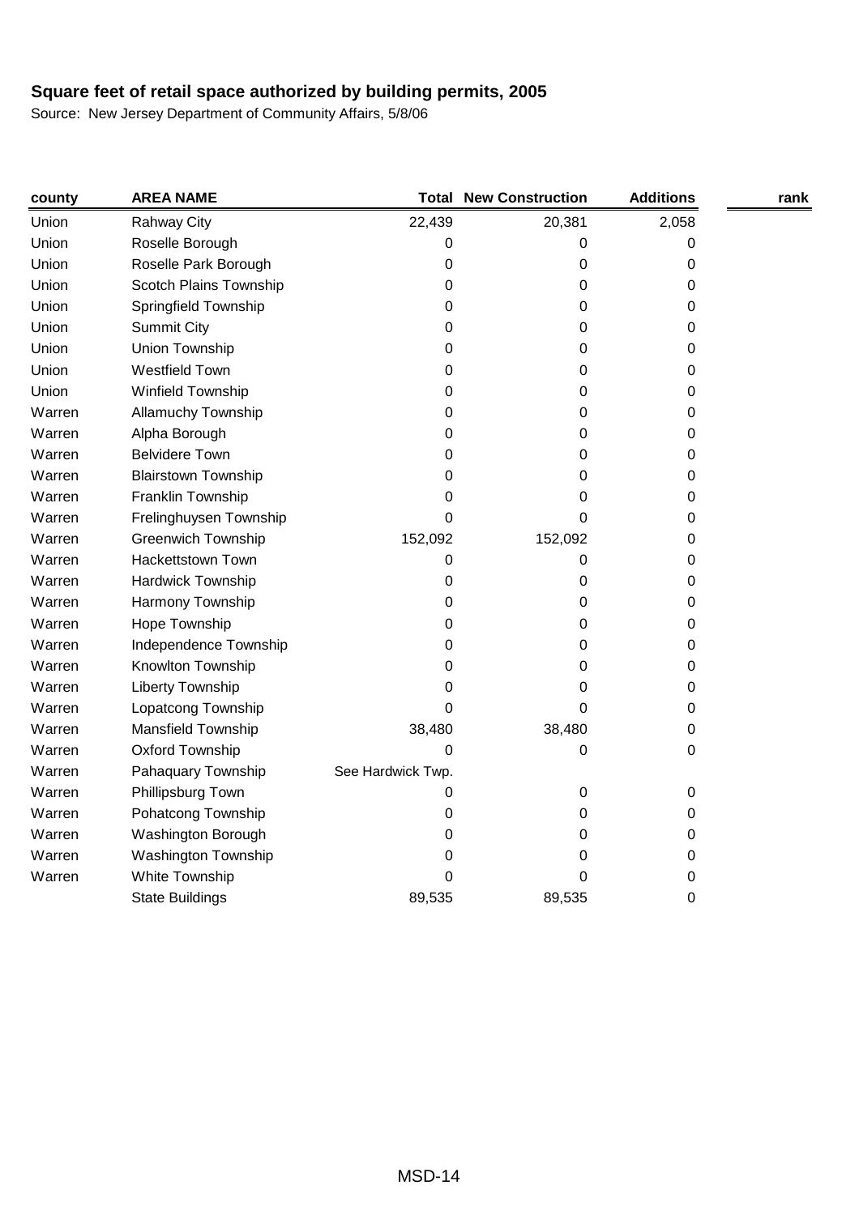**Square feet of retail space authorized by building permits, 2005**

Source: New Jersey Department of Community Affairs, 5/8/06

| county | AREA NAME | Total | New Construction | Additions | rank |
|---|---|---|---|---|---|
| Union | Rahway City | 22,439 | 20,381 | 2,058 | |
| Union | Roselle Borough | 0 | 0 | 0 | |
| Union | Roselle Park Borough | 0 | 0 | 0 | |
| Union | Scotch Plains Township | 0 | 0 | 0 | |
| Union | Springfield Township | 0 | 0 | 0 | |
| Union | Summit City | 0 | 0 | 0 | |
| Union | Union Township | 0 | 0 | 0 | |
| Union | Westfield Town | 0 | 0 | 0 | |
| Union | Winfield Township | 0 | 0 | 0 | |
| Warren | Allamuchy Township | 0 | 0 | 0 | |
| Warren | Alpha Borough | 0 | 0 | 0 | |
| Warren | Belvidere Town | 0 | 0 | 0 | |
| Warren | Blairstown Township | 0 | 0 | 0 | |
| Warren | Franklin Township | 0 | 0 | 0 | |
| Warren | Frelinghuysen Township | 0 | 0 | 0 | |
| Warren | Greenwich Township | 152,092 | 152,092 | 0 | |
| Warren | Hackettstown Town | 0 | 0 | 0 | |
| Warren | Hardwick Township | 0 | 0 | 0 | |
| Warren | Harmony Township | 0 | 0 | 0 | |
| Warren | Hope Township | 0 | 0 | 0 | |
| Warren | Independence Township | 0 | 0 | 0 | |
| Warren | Knowlton Township | 0 | 0 | 0 | |
| Warren | Liberty Township | 0 | 0 | 0 | |
| Warren | Lopatcong Township | 0 | 0 | 0 | |
| Warren | Mansfield Township | 38,480 | 38,480 | 0 | |
| Warren | Oxford Township | 0 | 0 | 0 | |
| Warren | Pahaquary Township | See Hardwick Twp. | | | |
| Warren | Phillipsburg Town | 0 | 0 | 0 | |
| Warren | Pohatcong Township | 0 | 0 | 0 | |
| Warren | Washington Borough | 0 | 0 | 0 | |
| Warren | Washington Township | 0 | 0 | 0 | |
| Warren | White Township | 0 | 0 | 0 | |
| | State Buildings | 89,535 | 89,535 | 0 | |

MSD-14